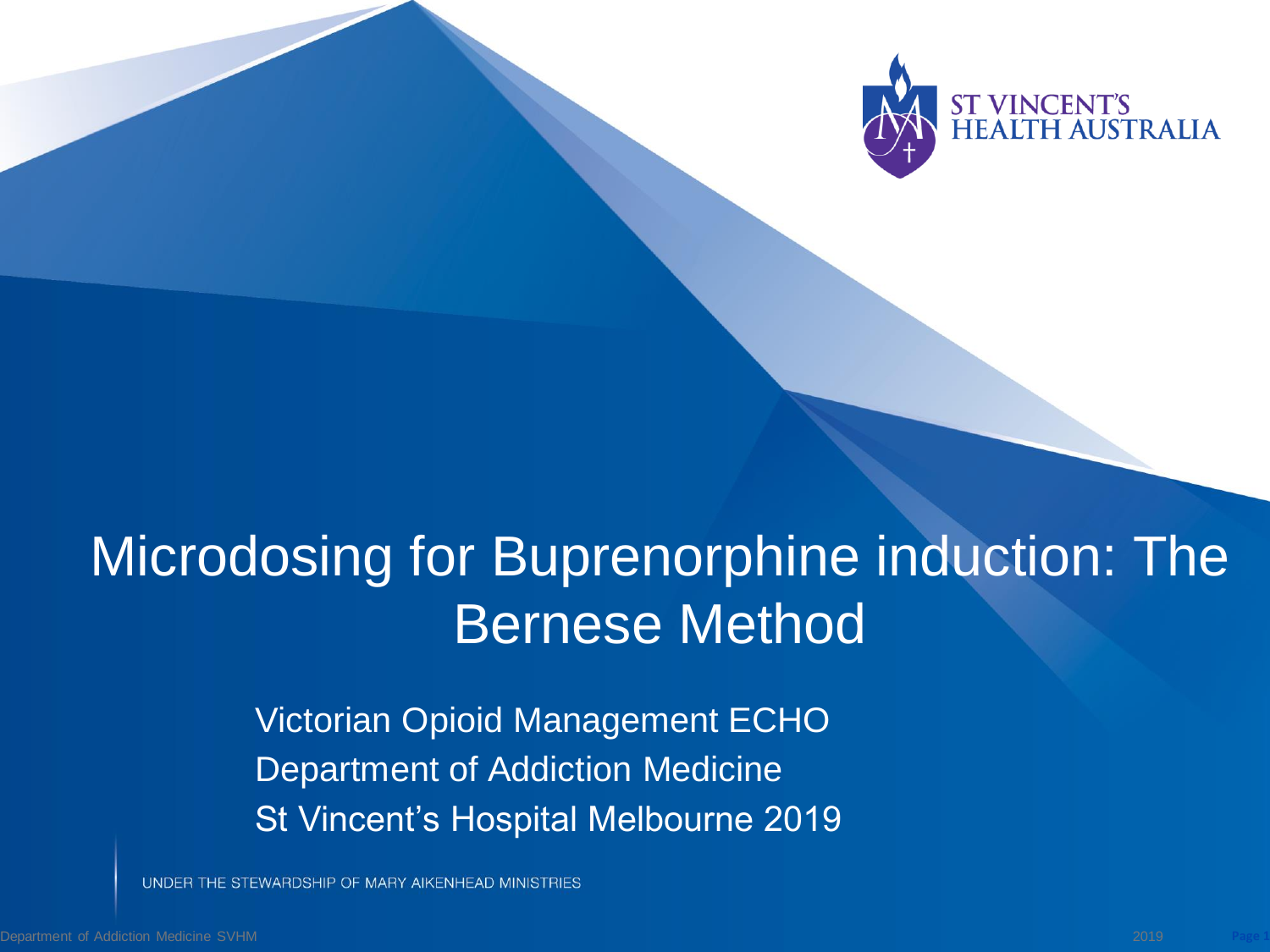# Microdosing for Buprenorphine induction: The Bernese Method

Victorian Opioid Management ECHO
Department of Addiction Medicine
St Vincent's Hospital Melbourne 2019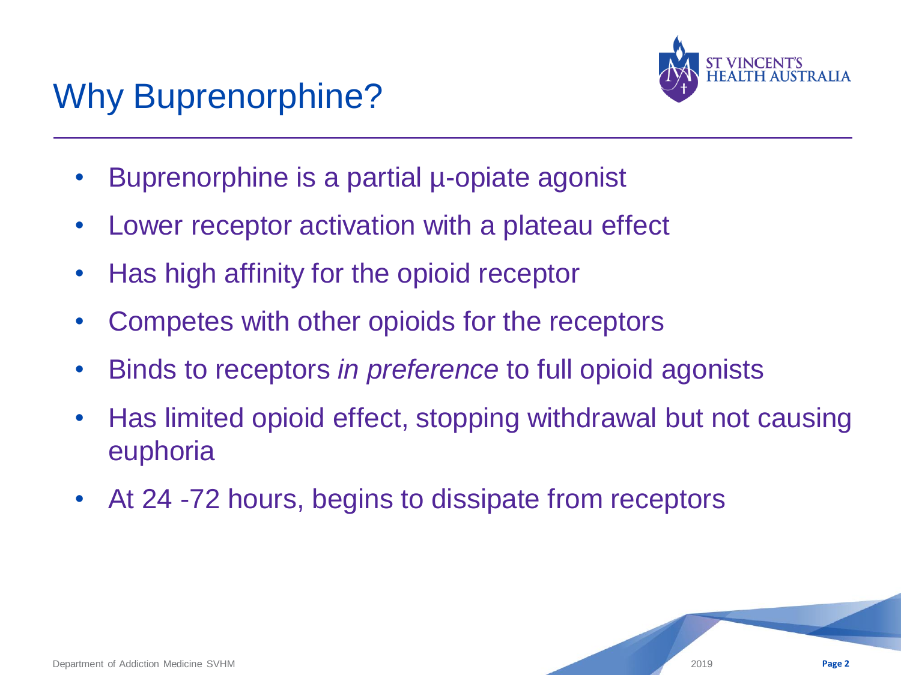# Why Buprenorphine?

- Buprenorphine is a partial µ-opiate agonist
- Lower receptor activation with a plateau effect
- Has high affinity for the opioid receptor
- Competes with other opioids for the receptors
- Binds to receptors *in preference* to full opioid agonists
- Has limited opioid effect, stopping withdrawal but not causing euphoria
- At 24 -72 hours, begins to dissipate from receptors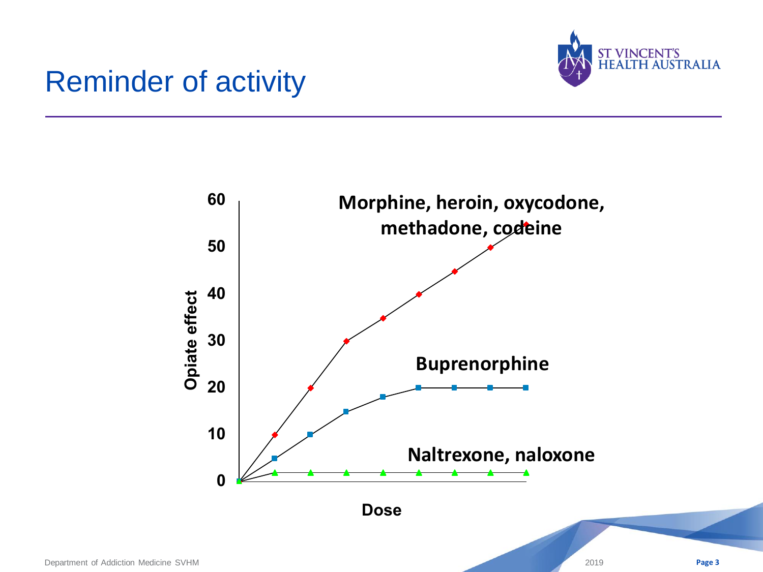# Reminder of activity

Opiate effect

60
50
40
30
20
10
0

Dose

**Morphine, heroin, oxycodone, methadone, codeine**

**Buprenorphine**

**Naltrexone, naloxone**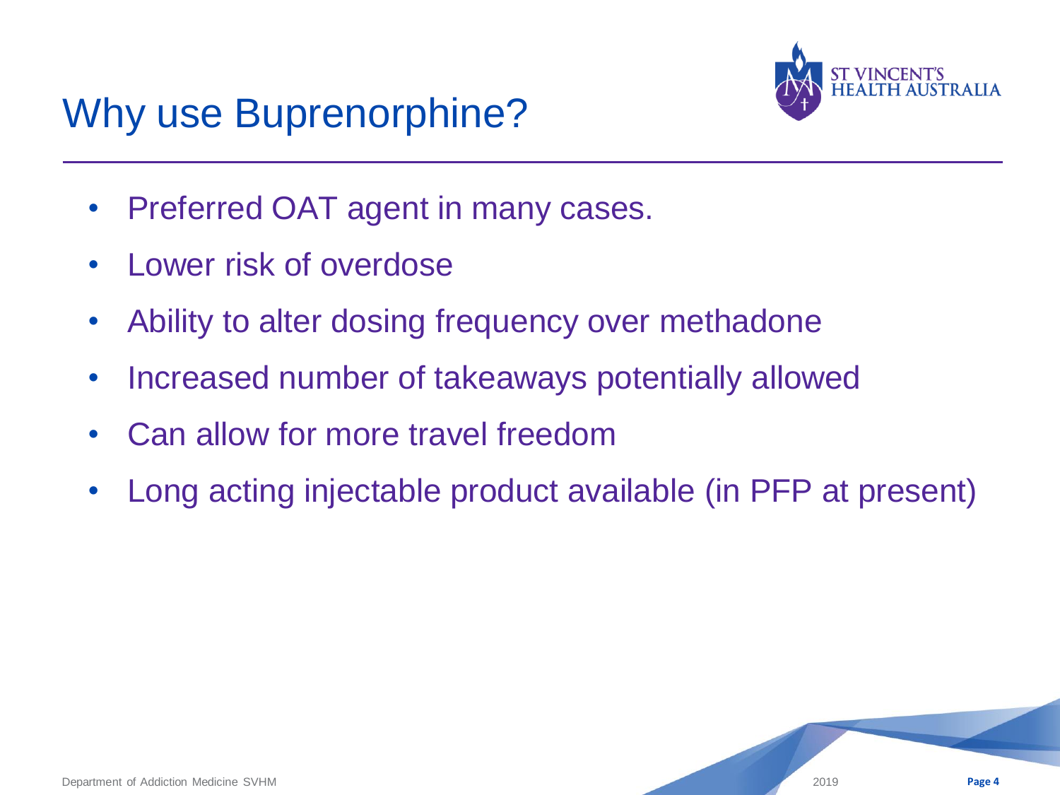# Why use Buprenorphine?

- Preferred OAT agent in many cases.
- Lower risk of overdose
- Ability to alter dosing frequency over methadone
- Increased number of takeaways potentially allowed
- Can allow for more travel freedom
- Long acting injectable product available (in PFP at present)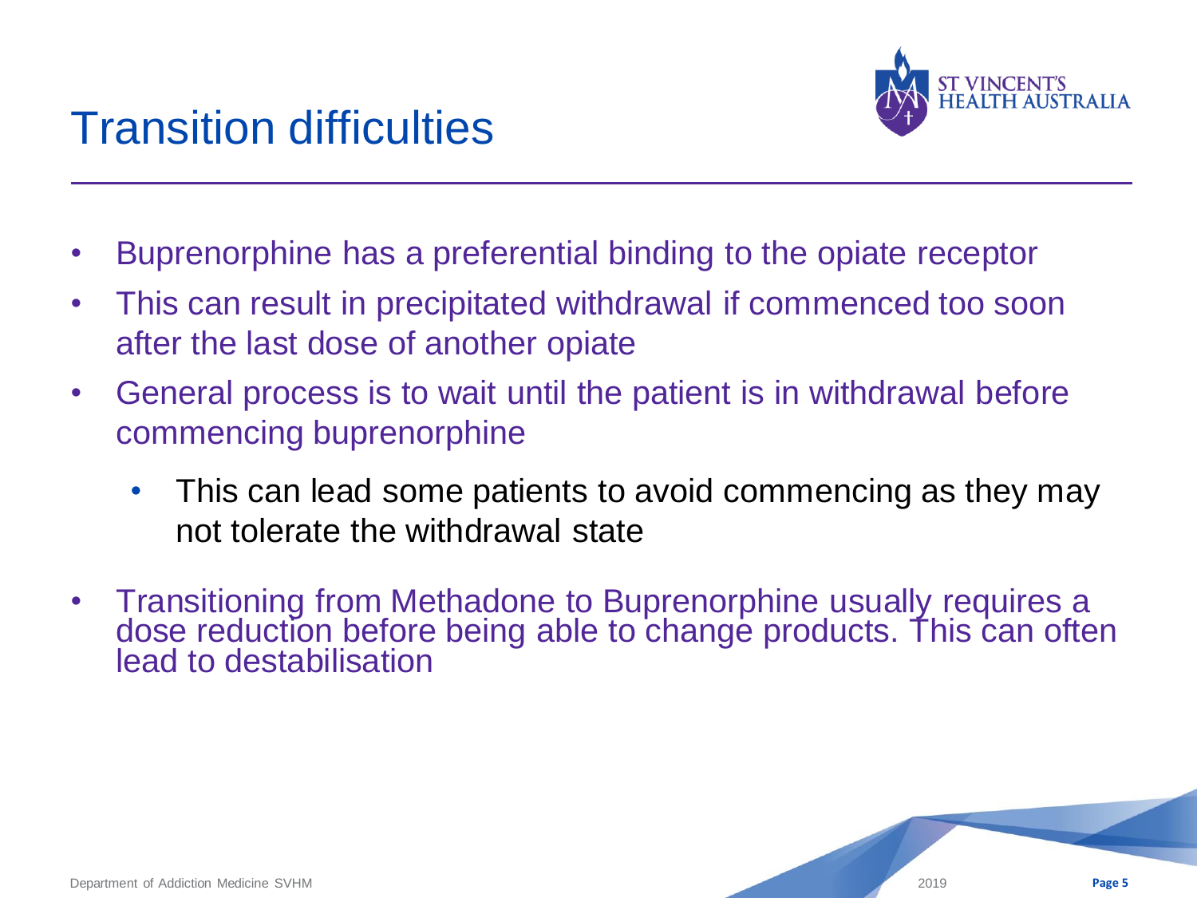# Transition difficulties

- Buprenorphine has a preferential binding to the opiate receptor
- This can result in precipitated withdrawal if commenced too soon after the last dose of another opiate
- General process is to wait until the patient is in withdrawal before commencing buprenorphine
  - This can lead some patients to avoid commencing as they may not tolerate the withdrawal state
- Transitioning from Methadone to Buprenorphine usually requires a dose reduction before being able to change products. This can often lead to destabilisation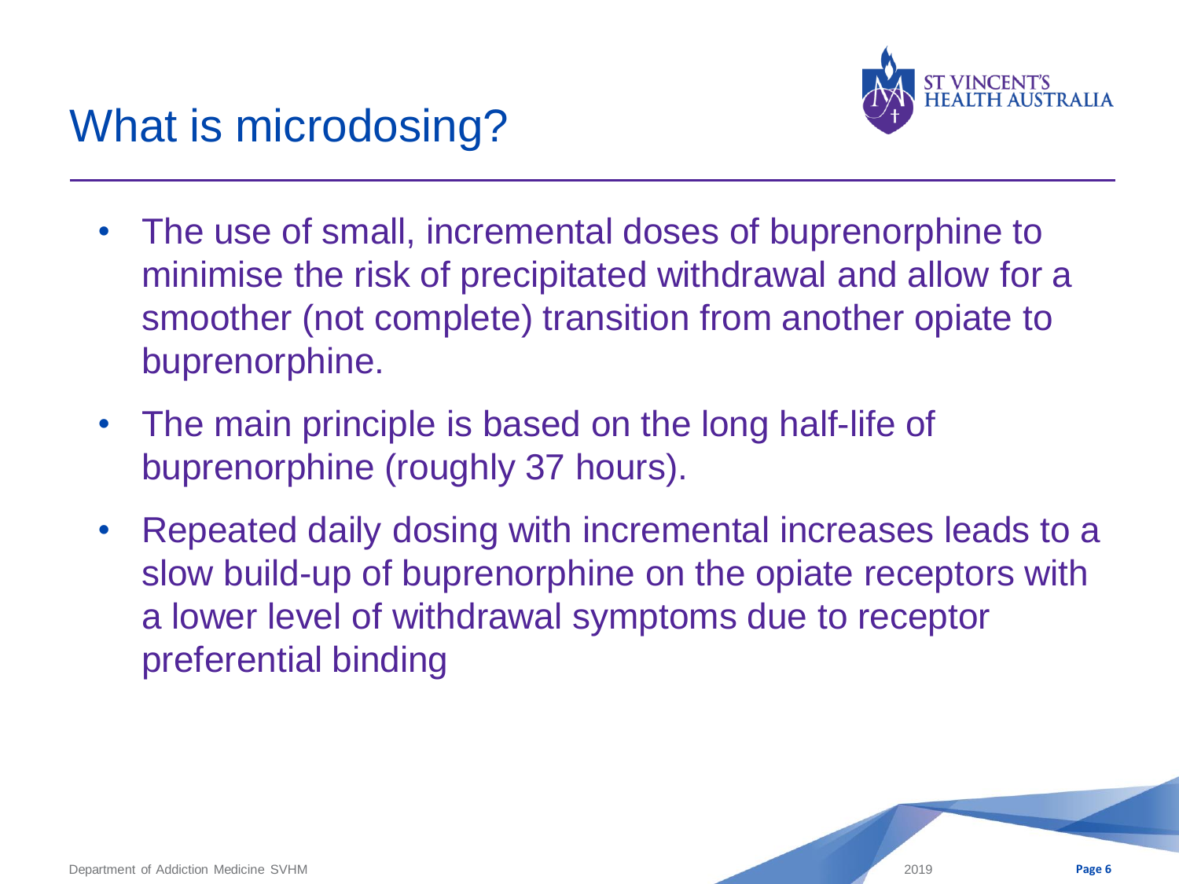# What is microdosing?

- The use of small, incremental doses of buprenorphine to minimise the risk of precipitated withdrawal and allow for a smoother (not complete) transition from another opiate to buprenorphine.
- The main principle is based on the long half-life of buprenorphine (roughly 37 hours).
- Repeated daily dosing with incremental increases leads to a slow build-up of buprenorphine on the opiate receptors with a lower level of withdrawal symptoms due to receptor preferential binding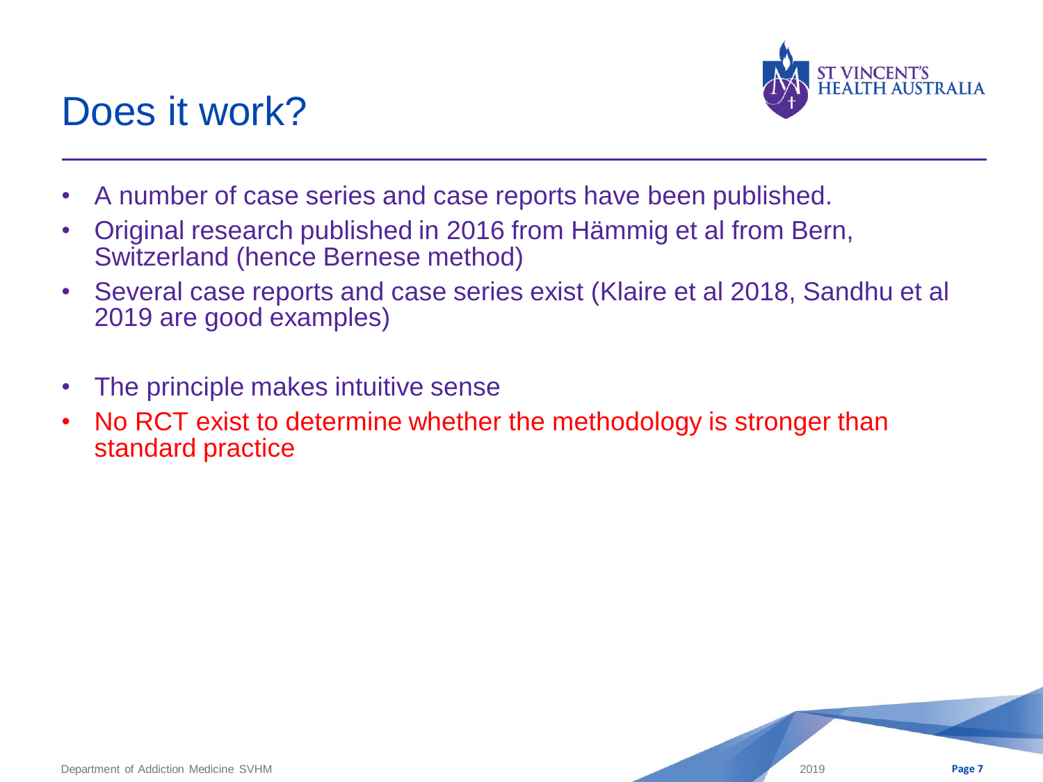# Does it work?

- A number of case series and case reports have been published.
- Original research published in 2016 from Hämmig et al from Bern, Switzerland (hence Bernese method)
- Several case reports and case series exist (Klaire et al 2018, Sandhu et al 2019 are good examples)

- The principle makes intuitive sense
- No RCT exist to determine whether the methodology is stronger than standard practice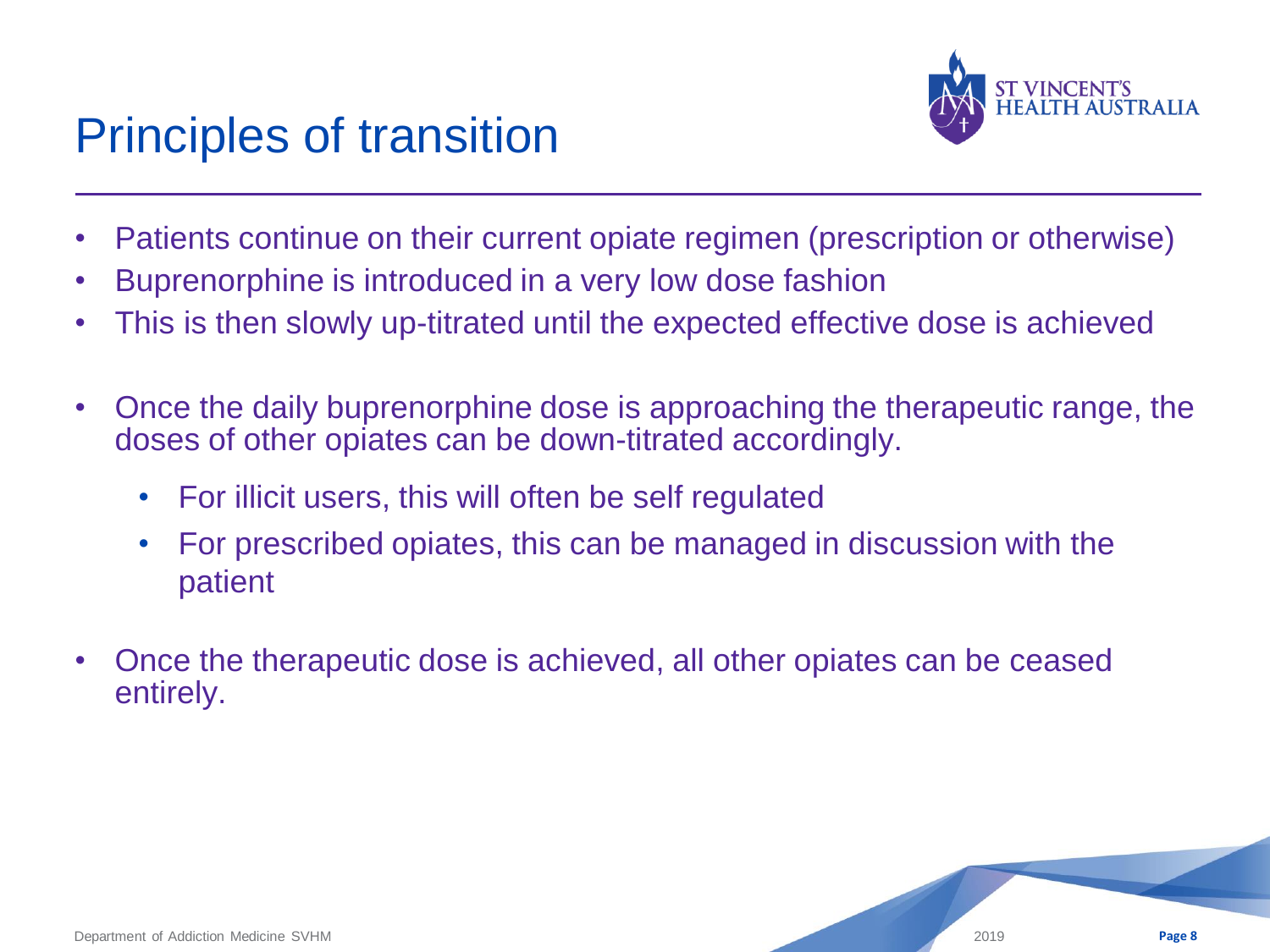# Principles of transition

- Patients continue on their current opiate regimen (prescription or otherwise)
- Buprenorphine is introduced in a very low dose fashion
- This is then slowly up-titrated until the expected effective dose is achieved

- Once the daily buprenorphine dose is approaching the therapeutic range, the doses of other opiates can be down-titrated accordingly.
  - For illicit users, this will often be self regulated
  - For prescribed opiates, this can be managed in discussion with the patient

- Once the therapeutic dose is achieved, all other opiates can be ceased entirely.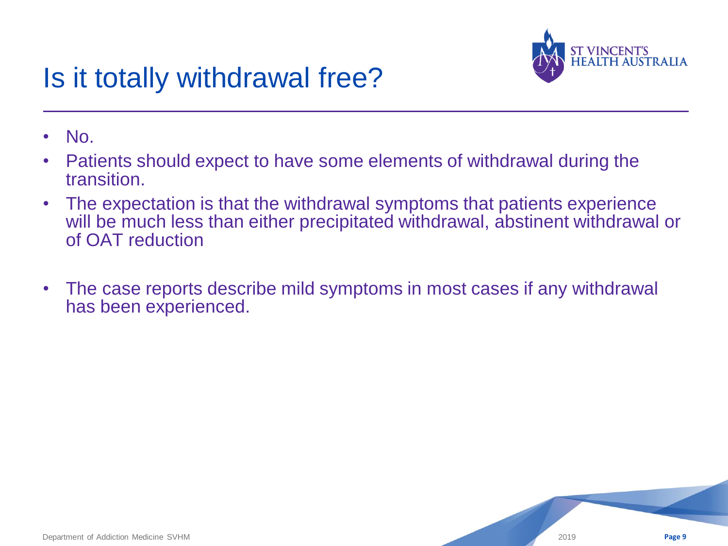# Is it totally withdrawal free?

- No.
- Patients should expect to have some elements of withdrawal during the transition.
- The expectation is that the withdrawal symptoms that patients experience will be much less than either precipitated withdrawal, abstinent withdrawal or of OAT reduction

- The case reports describe mild symptoms in most cases if any withdrawal has been experienced.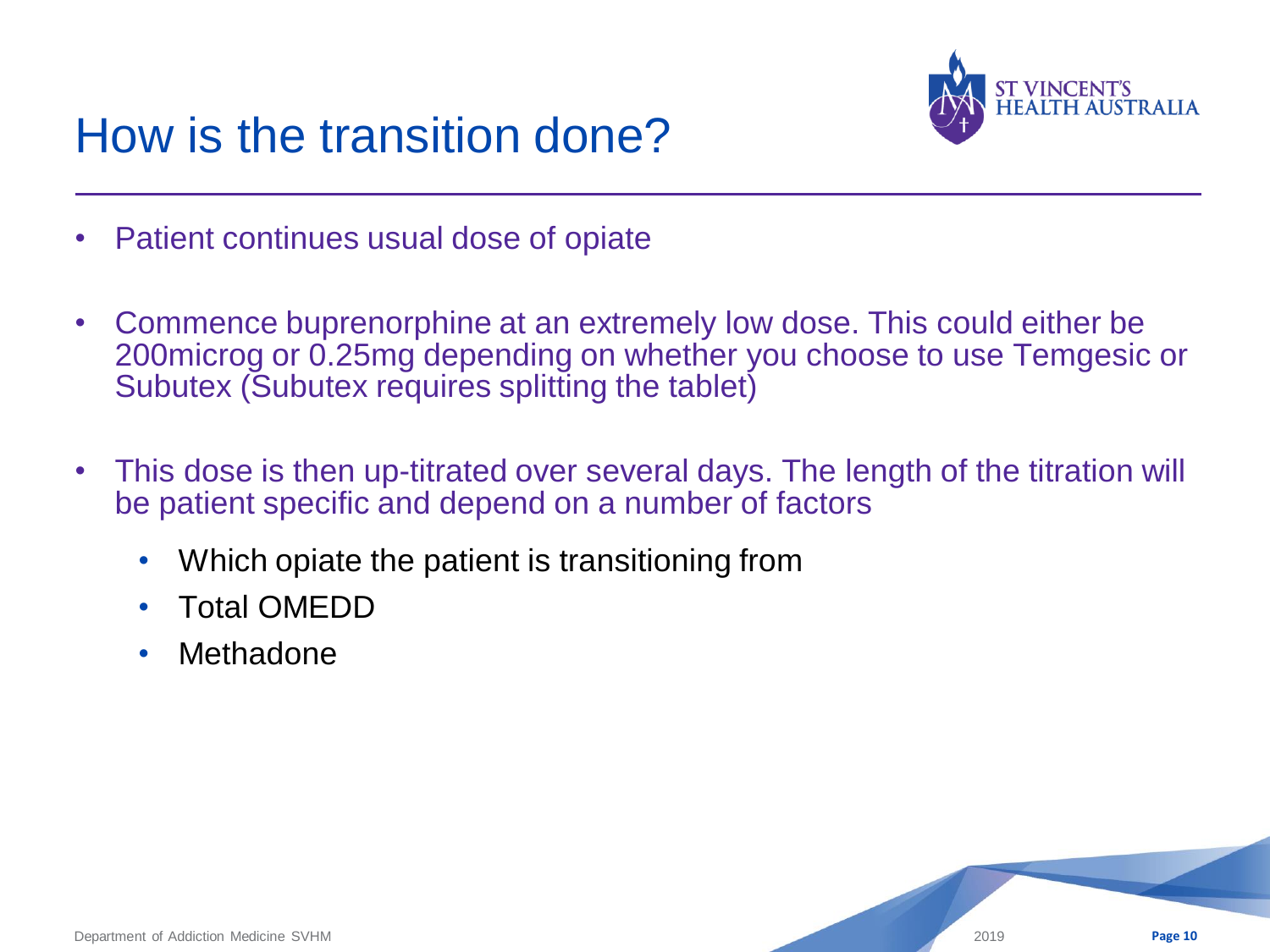# How is the transition done?

- Patient continues usual dose of opiate
- Commence buprenorphine at an extremely low dose. This could either be 200microg or 0.25mg depending on whether you choose to use Temgesic or Subutex (Subutex requires splitting the tablet)
- This dose is then up-titrated over several days. The length of the titration will be patient specific and depend on a number of factors
  - Which opiate the patient is transitioning from
  - Total OMEDD
  - Methadone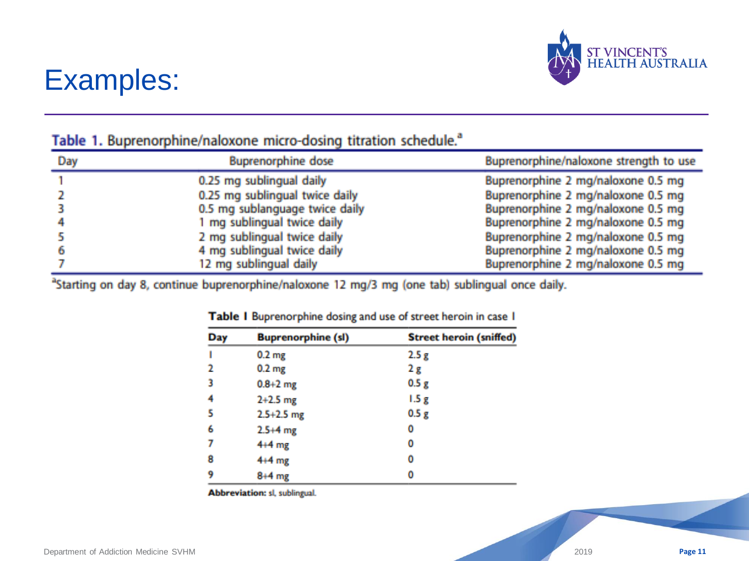# Examples:

**Table 1.** Buprenorphine/naloxone micro-dosing titration schedule.[a]

| Day | Buprenorphine dose | Buprenorphine/naloxone strength to use |
|---|---|---|
| 1 | 0.25 mg sublingual daily | Buprenorphine 2 mg/naloxone 0.5 mg |
| 2 | 0.25 mg sublingual twice daily | Buprenorphine 2 mg/naloxone 0.5 mg |
| 3 | 0.5 mg sublanguage twice daily | Buprenorphine 2 mg/naloxone 0.5 mg |
| 4 | 1 mg sublingual twice daily | Buprenorphine 2 mg/naloxone 0.5 mg |
| 5 | 2 mg sublingual twice daily | Buprenorphine 2 mg/naloxone 0.5 mg |
| 6 | 4 mg sublingual twice daily | Buprenorphine 2 mg/naloxone 0.5 mg |
| 7 | 12 mg sublingual daily | Buprenorphine 2 mg/naloxone 0.5 mg |

[a]Starting on day 8, continue buprenorphine/naloxone 12 mg/3 mg (one tab) sublingual once daily.

**Table 1** Buprenorphine dosing and use of street heroin in case 1

| Day | Buprenorphine (sl) | Street heroin (sniffed) |
|---|---|---|
| 1 | 0.2 mg | 2.5 g |
| 2 | 0.2 mg | 2 g |
| 3 | 0.8+2 mg | 0.5 g |
| 4 | 2+2.5 mg | 1.5 g |
| 5 | 2.5+2.5 mg | 0.5 g |
| 6 | 2.5+4 mg | 0 |
| 7 | 4+4 mg | 0 |
| 8 | 4+4 mg | 0 |
| 9 | 8+4 mg | 0 |

**Abbreviation:** sl, sublingual.

Department of Addiction Medicine SVHM

2019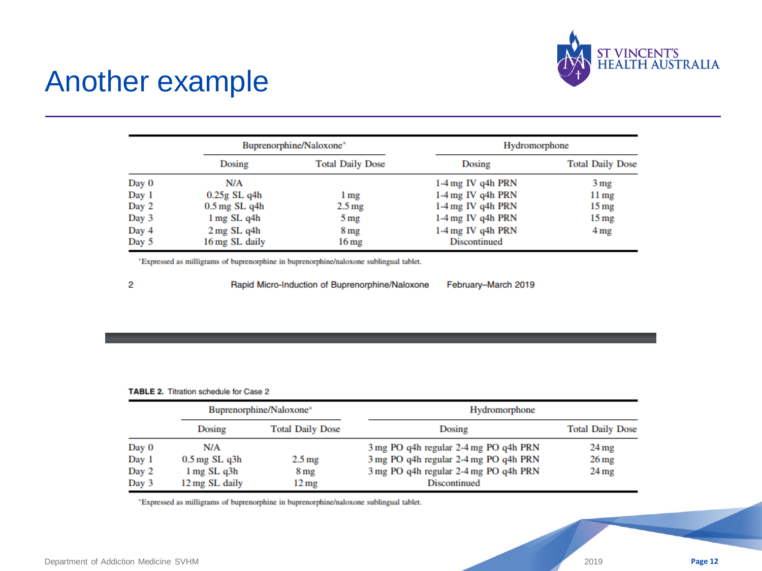# Another example

| | Buprenorphine/Naloxone* | | Hydromorphone | |
|---|---|---|---|---|
| | Dosing | Total Daily Dose | Dosing | Total Daily Dose |
| Day 0 | N/A | | 1-4 mg IV q4h PRN | 3 mg |
| Day 1 | 0.25g SL q4h | 1 mg | 1-4 mg IV q4h PRN | 11 mg |
| Day 2 | 0.5 mg SL q4h | 2.5 mg | 1-4 mg IV q4h PRN | 15 mg |
| Day 3 | 1 mg SL q4h | 5 mg | 1-4 mg IV q4h PRN | 15 mg |
| Day 4 | 2 mg SL q4h | 8 mg | 1-4 mg IV q4h PRN | 4 mg |
| Day 5 | 16 mg SL daily | 16 mg | Discontinued | |

*Expressed as milligrams of buprenorphine in buprenorphine/naloxone sublingual tablet.

2 Rapid Micro-Induction of Buprenorphine/Naloxone February–March 2019

**TABLE 2.** Titration schedule for Case 2

| | Buprenorphine/Naloxone* | | Hydromorphone | |
|---|---|---|---|---|
| | Dosing | Total Daily Dose | Dosing | Total Daily Dose |
| Day 0 | N/A | | 3 mg PO q4h regular 2-4 mg PO q4h PRN | 24 mg |
| Day 1 | 0.5 mg SL q3h | 2.5 mg | 3 mg PO q4h regular 2-4 mg PO q4h PRN | 26 mg |
| Day 2 | 1 mg SL q3h | 8 mg | 3 mg PO q4h regular 2-4 mg PO q4h PRN | 24 mg |
| Day 3 | 12 mg SL daily | 12 mg | Discontinued | |

*Expressed as milligrams of buprenorphine in buprenorphine/naloxone sublingual tablet.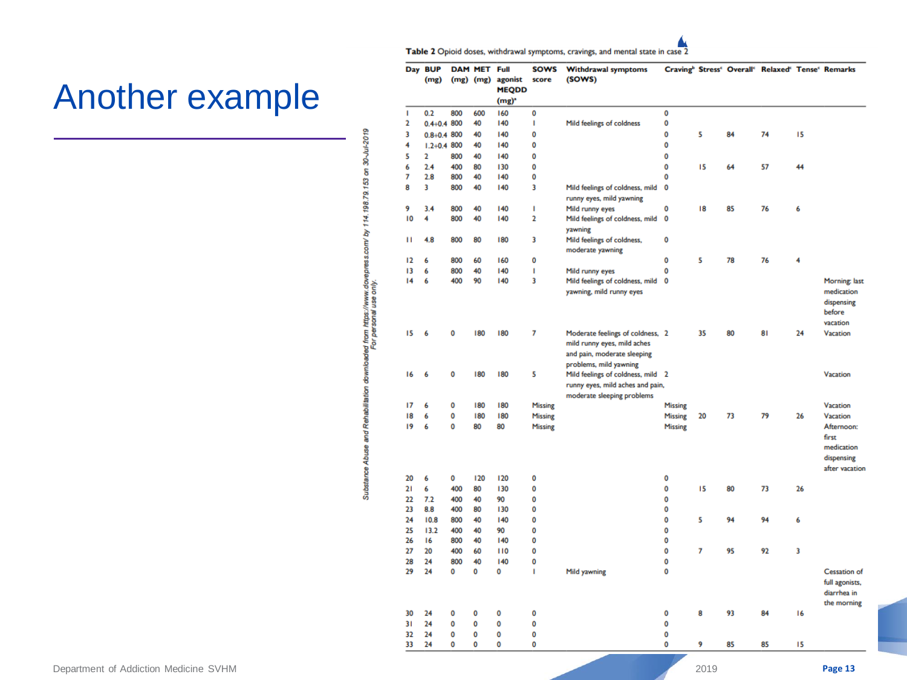# Another example

**Table 2** Opioid doses, withdrawal symptoms, cravings, and mental state in case 2

| Day | BUP (mg) | DAM (mg) | MET (mg) | Full agonist MEQDD (mg)[a] | SOWS score | Withdrawal symptoms (SOWS) | Craving[b] | Stress[c] | Overall[c] | Relaxed[c] | Tense[c] | Remarks |
|---|---|---|---|---|---|---|---|---|---|---|---|---|
| 1 | 0.2 | 800 | 600 | 160 | 0 | | 0 | | | | | |
| 2 | 0.4+0.4 | 800 | 40 | 140 | 1 | Mild feelings of coldness | 0 | | | | | |
| 3 | 0.8+0.4 | 800 | 40 | 140 | 0 | | 0 | 5 | 84 | 74 | 15 | |
| 4 | 1.2+0.4 | 800 | 40 | 140 | 0 | | 0 | | | | | |
| 5 | 2 | 800 | 40 | 140 | 0 | | 0 | | | | | |
| 6 | 2.4 | 400 | 80 | 130 | 0 | | 0 | 15 | 64 | 57 | 44 | |
| 7 | 2.8 | 800 | 40 | 140 | 0 | | 0 | | | | | |
| 8 | 3 | 800 | 40 | 140 | 3 | Mild feelings of coldness, mild runny eyes, mild yawning | 0 | | | | | |
| 9 | 3.4 | 800 | 40 | 140 | 1 | Mild runny eyes | 0 | 18 | 85 | 76 | 6 | |
| 10 | 4 | 800 | 40 | 140 | 2 | Mild feelings of coldness, mild yawning | 0 | | | | | |
| 11 | 4.8 | 800 | 80 | 180 | 3 | Mild feelings of coldness, moderate yawning | 0 | | | | | |
| 12 | 6 | 800 | 60 | 160 | 0 | | 0 | 5 | 78 | 76 | 4 | |
| 13 | 6 | 800 | 40 | 140 | 1 | Mild runny eyes | 0 | | | | | |
| 14 | 6 | 400 | 90 | 140 | 3 | Mild feelings of coldness, mild yawning, mild runny eyes | 0 | | | | | Morning: last medication dispensing before vacation |
| 15 | 6 | 0 | 180 | 180 | 7 | Moderate feelings of coldness, mild runny eyes, mild aches and pain, moderate sleeping problems, mild yawning | 2 | 35 | 80 | 81 | 24 | Vacation |
| 16 | 6 | 0 | 180 | 180 | 5 | Mild feelings of coldness, mild runny eyes, mild aches and pain, moderate sleeping problems | 2 | | | | | Vacation |
| 17 | 6 | 0 | 180 | 180 | Missing | | Missing | | | | | Vacation |
| 18 | 6 | 0 | 180 | 180 | Missing | | Missing | 20 | 73 | 79 | 26 | Vacation |
| 19 | 6 | 0 | 80 | 80 | Missing | | Missing | | | | | Afternoon: first medication dispensing after vacation |
| 20 | 6 | 0 | 120 | 120 | 0 | | 0 | | | | | |
| 21 | 6 | 400 | 80 | 130 | 0 | | 0 | 15 | 80 | 73 | 26 | |
| 22 | 7.2 | 400 | 40 | 90 | 0 | | 0 | | | | | |
| 23 | 8.8 | 400 | 80 | 130 | 0 | | 0 | | | | | |
| 24 | 10.8 | 800 | 40 | 140 | 0 | | 0 | 5 | 94 | 94 | 6 | |
| 25 | 13.2 | 400 | 40 | 90 | 0 | | 0 | | | | | |
| 26 | 16 | 800 | 40 | 140 | 0 | | 0 | | | | | |
| 27 | 20 | 400 | 60 | 110 | 0 | | 0 | 7 | 95 | 92 | 3 | |
| 28 | 24 | 800 | 40 | 140 | 0 | | 0 | | | | | |
| 29 | 24 | 0 | 0 | 0 | 1 | Mild yawning | 0 | | | | | Cessation of full agonists, diarrhea in the morning |
| 30 | 24 | 0 | 0 | 0 | 0 | | 0 | 8 | 93 | 84 | 16 | |
| 31 | 24 | 0 | 0 | 0 | 0 | | 0 | | | | | |
| 32 | 24 | 0 | 0 | 0 | 0 | | 0 | | | | | |
| 33 | 24 | 0 | 0 | 0 | 0 | | 0 | 9 | 85 | 85 | 15 | |

Substance Abuse and Rehabilitation downloaded from https://www.dovepress.com/ by 114.198.79.153 on 30-Jul-2019
For personal use only.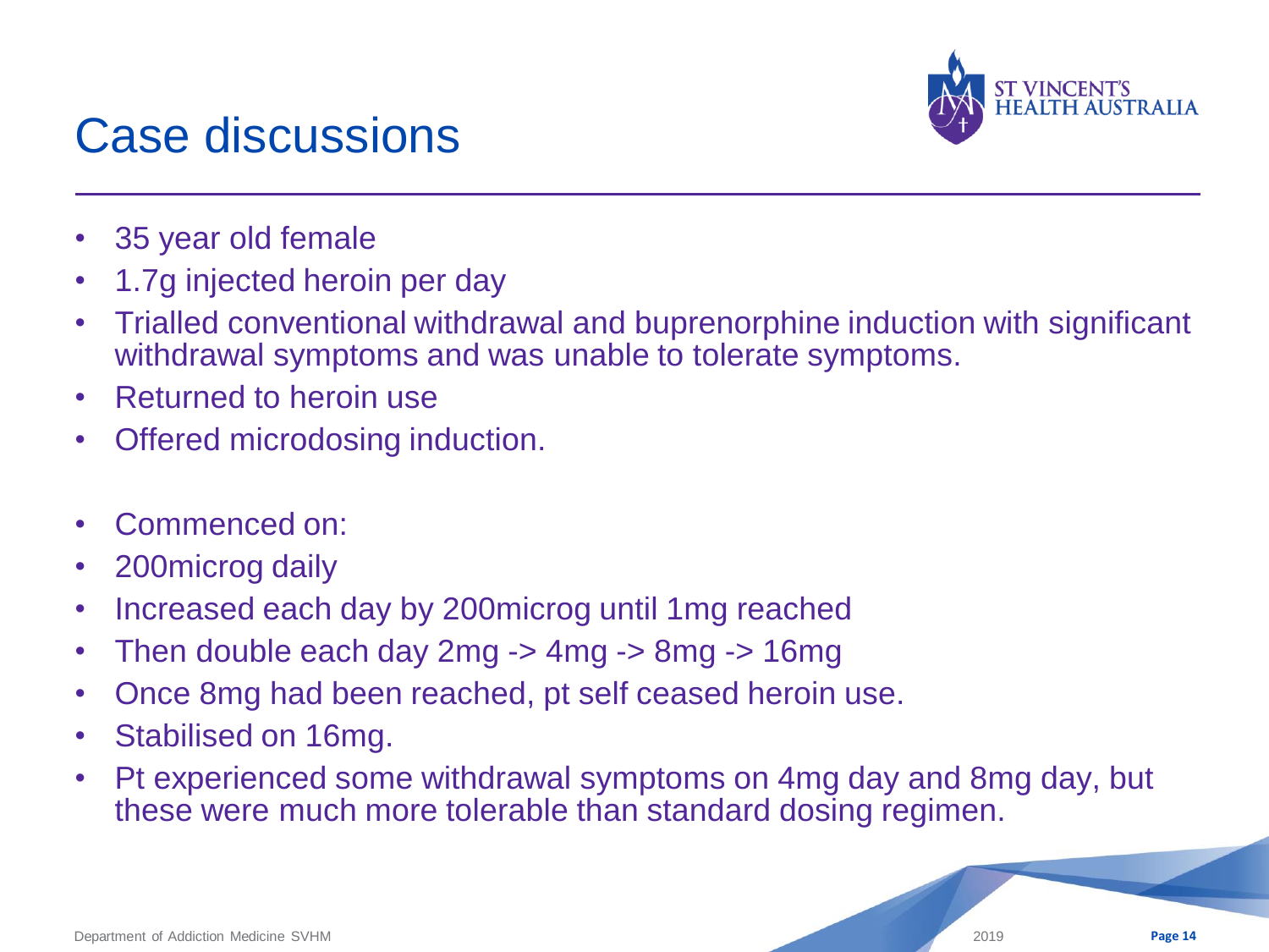# Case discussions

- 35 year old female
- 1.7g injected heroin per day
- Trialled conventional withdrawal and buprenorphine induction with significant withdrawal symptoms and was unable to tolerate symptoms.
- Returned to heroin use
- Offered microdosing induction.

- Commenced on:
- 200microg daily
- Increased each day by 200microg until 1mg reached
- Then double each day 2mg -> 4mg -> 8mg -> 16mg
- Once 8mg had been reached, pt self ceased heroin use.
- Stabilised on 16mg.
- Pt experienced some withdrawal symptoms on 4mg day and 8mg day, but these were much more tolerable than standard dosing regimen.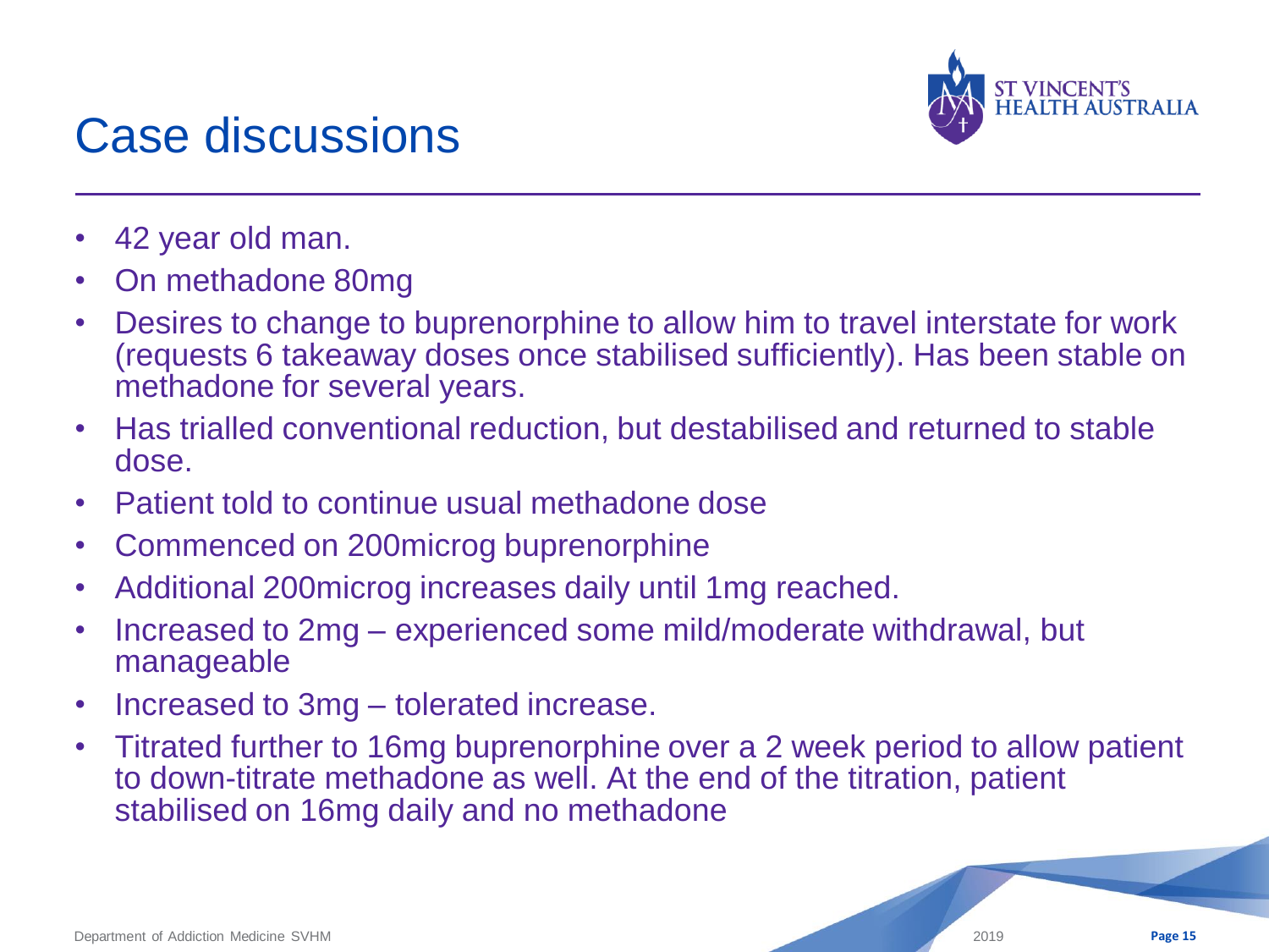# Case discussions

- 42 year old man.
- On methadone 80mg
- Desires to change to buprenorphine to allow him to travel interstate for work (requests 6 takeaway doses once stabilised sufficiently). Has been stable on methadone for several years.
- Has trialled conventional reduction, but destabilised and returned to stable dose.
- Patient told to continue usual methadone dose
- Commenced on 200microg buprenorphine
- Additional 200microg increases daily until 1mg reached.
- Increased to 2mg – experienced some mild/moderate withdrawal, but manageable
- Increased to 3mg – tolerated increase.
- Titrated further to 16mg buprenorphine over a 2 week period to allow patient to down-titrate methadone as well. At the end of the titration, patient stabilised on 16mg daily and no methadone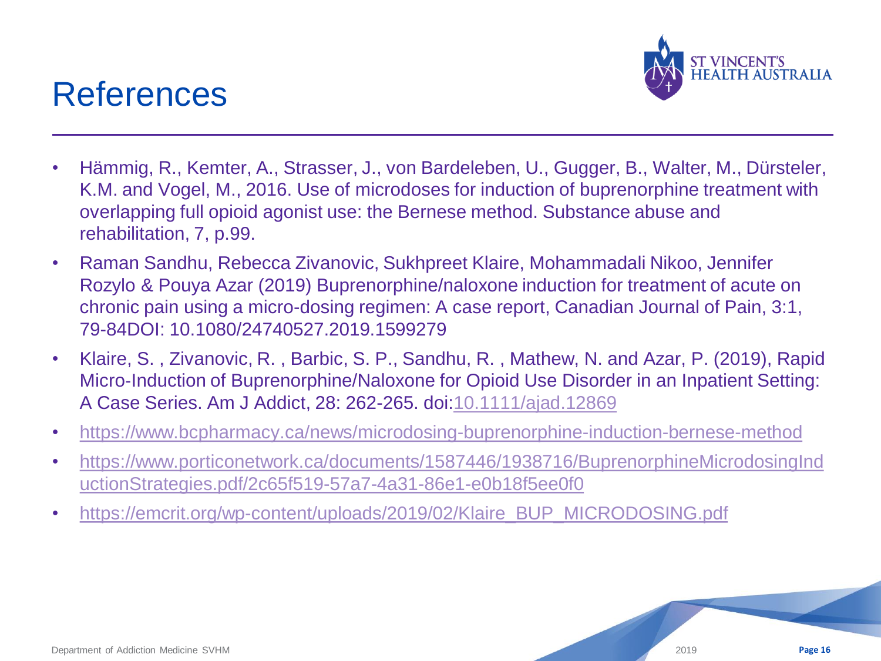# References

- Hämmig, R., Kemter, A., Strasser, J., von Bardeleben, U., Gugger, B., Walter, M., Dürsteler, K.M. and Vogel, M., 2016. Use of microdoses for induction of buprenorphine treatment with overlapping full opioid agonist use: the Bernese method. Substance abuse and rehabilitation, 7, p.99.
- Raman Sandhu, Rebecca Zivanovic, Sukhpreet Klaire, Mohammadali Nikoo, Jennifer Rozylo & Pouya Azar (2019) Buprenorphine/naloxone induction for treatment of acute on chronic pain using a micro-dosing regimen: A case report, Canadian Journal of Pain, 3:1, 79-84DOI: 10.1080/24740527.2019.1599279
- Klaire, S. , Zivanovic, R. , Barbic, S. P., Sandhu, R. , Mathew, N. and Azar, P. (2019), Rapid Micro-Induction of Buprenorphine/Naloxone for Opioid Use Disorder in an Inpatient Setting: A Case Series. Am J Addict, 28: 262-265. doi:10.1111/ajad.12869
- https://www.bcpharmacy.ca/news/microdosing-buprenorphine-induction-bernese-method
- https://www.porticonetwork.ca/documents/1587446/1938716/BuprenorphineMicrodosingInductionStrategies.pdf/2c65f519-57a7-4a31-86e1-e0b18f5ee0f0
- https://emcrit.org/wp-content/uploads/2019/02/Klaire_BUP_MICRODOSING.pdf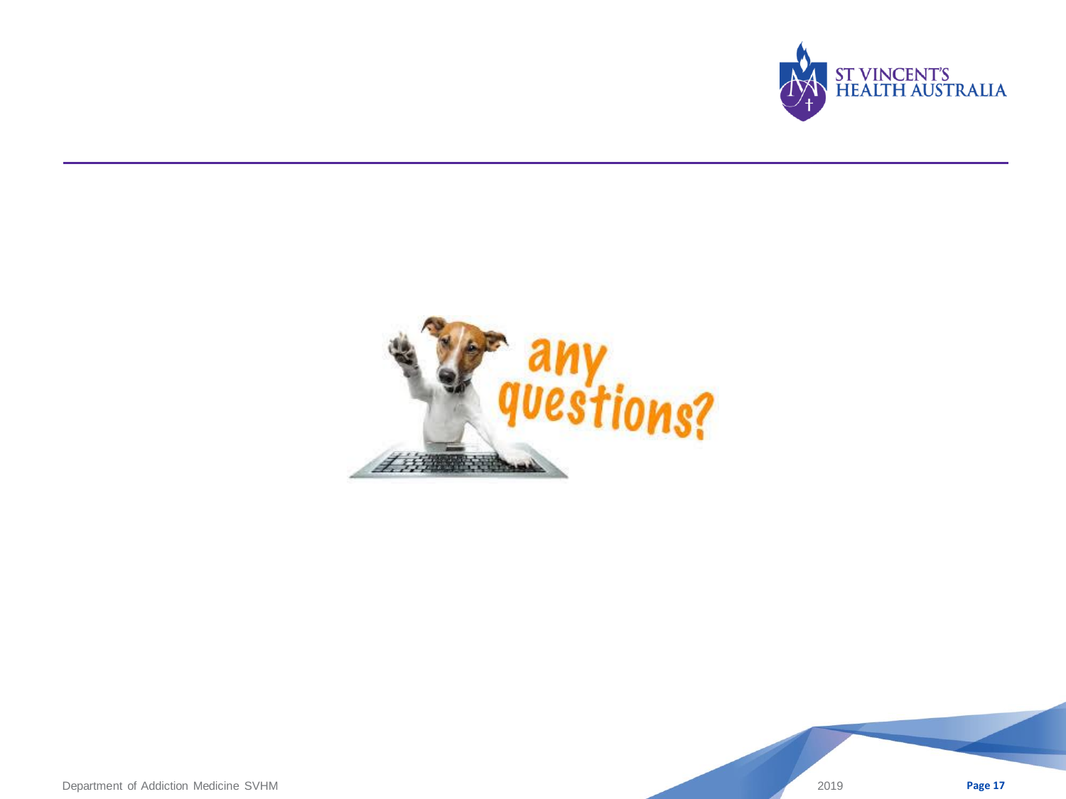any questions?